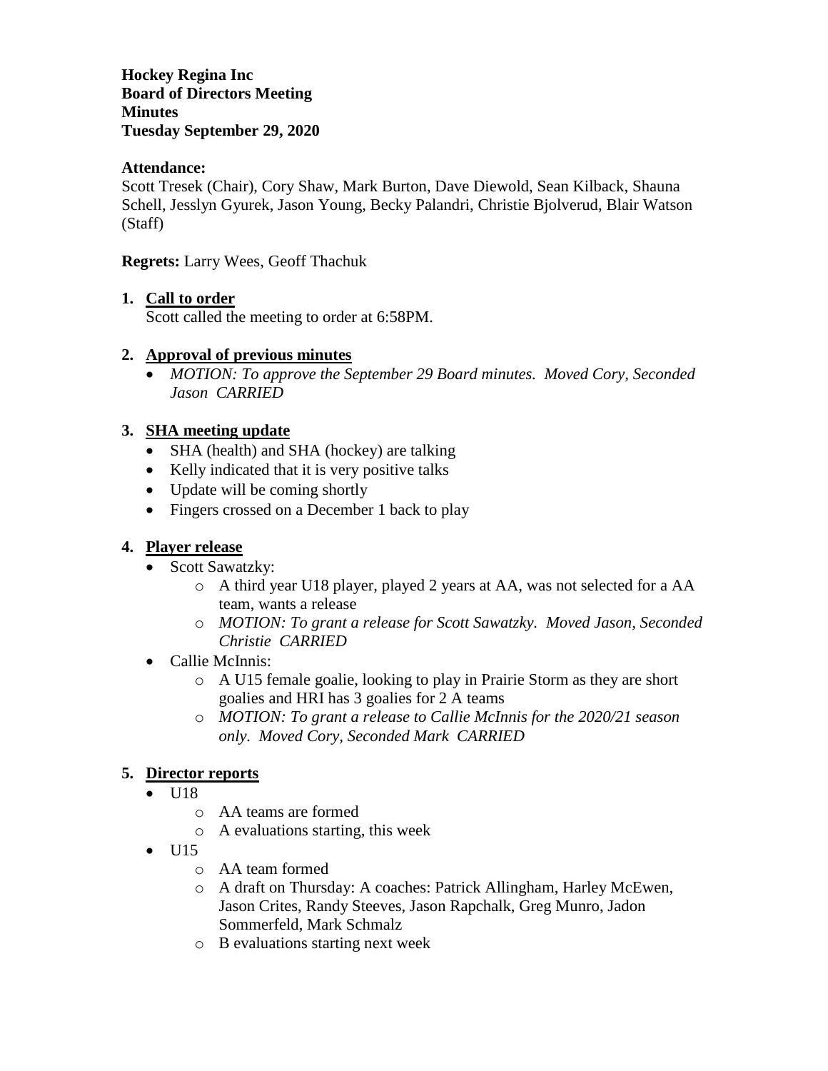**Hockey Regina Inc**
**Board of Directors Meeting**
**Minutes**
**Tuesday September 29, 2020**

**Attendance:**
Scott Tresek (Chair), Cory Shaw, Mark Burton, Dave Diewold, Sean Kilback, Shauna Schell, Jesslyn Gyurek, Jason Young, Becky Palandri, Christie Bjolverud, Blair Watson (Staff)

**Regrets:** Larry Wees, Geoff Thachuk

1. **Call to order**
   Scott called the meeting to order at 6:58PM.

2. **Approval of previous minutes**
   - *MOTION: To approve the September 29 Board minutes. Moved Cory, Seconded Jason CARRIED*

3. **SHA meeting update**
   - SHA (health) and SHA (hockey) are talking
   - Kelly indicated that it is very positive talks
   - Update will be coming shortly
   - Fingers crossed on a December 1 back to play

4. **Player release**
   - Scott Sawatzky:
     - A third year U18 player, played 2 years at AA, was not selected for a AA team, wants a release
     - *MOTION: To grant a release for Scott Sawatzky. Moved Jason, Seconded Christie CARRIED*
   - Callie McInnis:
     - A U15 female goalie, looking to play in Prairie Storm as they are short goalies and HRI has 3 goalies for 2 A teams
     - *MOTION: To grant a release to Callie McInnis for the 2020/21 season only. Moved Cory, Seconded Mark CARRIED*

5. **Director reports**
   - U18
     - AA teams are formed
     - A evaluations starting, this week
   - U15
     - AA team formed
     - A draft on Thursday: A coaches: Patrick Allingham, Harley McEwen, Jason Crites, Randy Steeves, Jason Rapchalk, Greg Munro, Jadon Sommerfeld, Mark Schmalz
     - B evaluations starting next week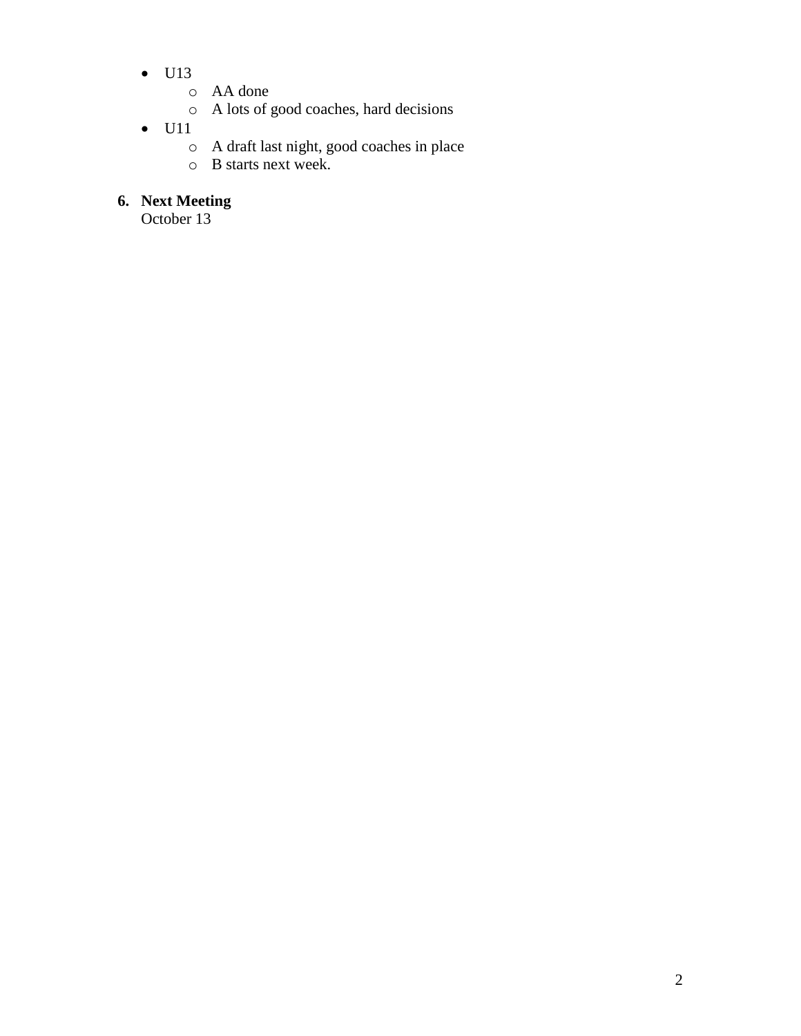- U13
  - AA done
  - A lots of good coaches, hard decisions
- U11
  - A draft last night, good coaches in place
  - B starts next week.

**6. Next Meeting**

October 13